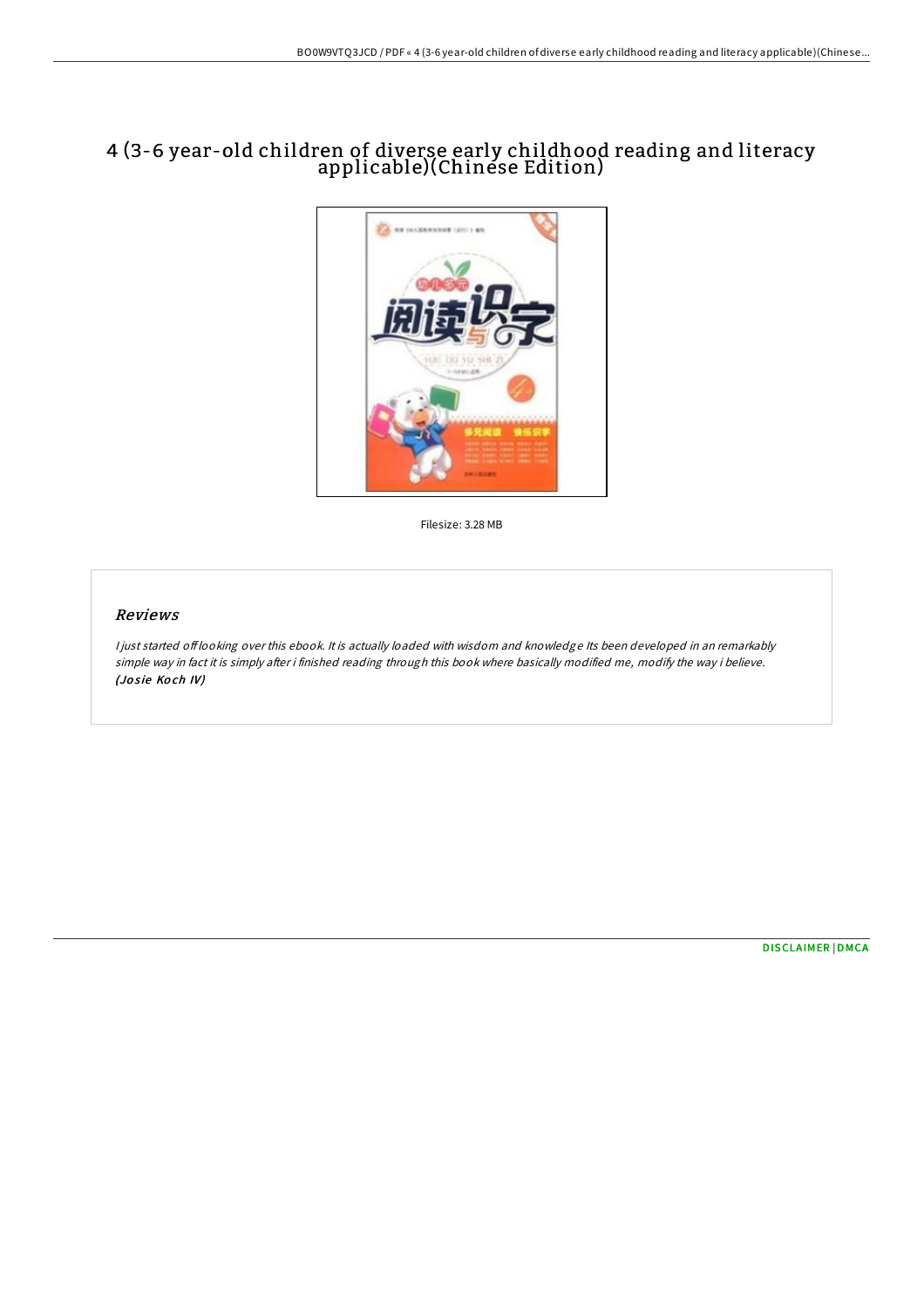# 4 (3-6 year-old children of diverse early childhood reading and literacy applicable)(Chinese Edition)

Filesize: 3.28 MB

## *Reviews*

*I just started off looking over this ebook. It is actually loaded with wisdom and knowledge Its been developed in an remarkably simple way in fact it is simply after i finished reading through this book where basically modified me, modify the way i believe.* ***(Josie Koch IV)***

DISCLAIMER | DMCA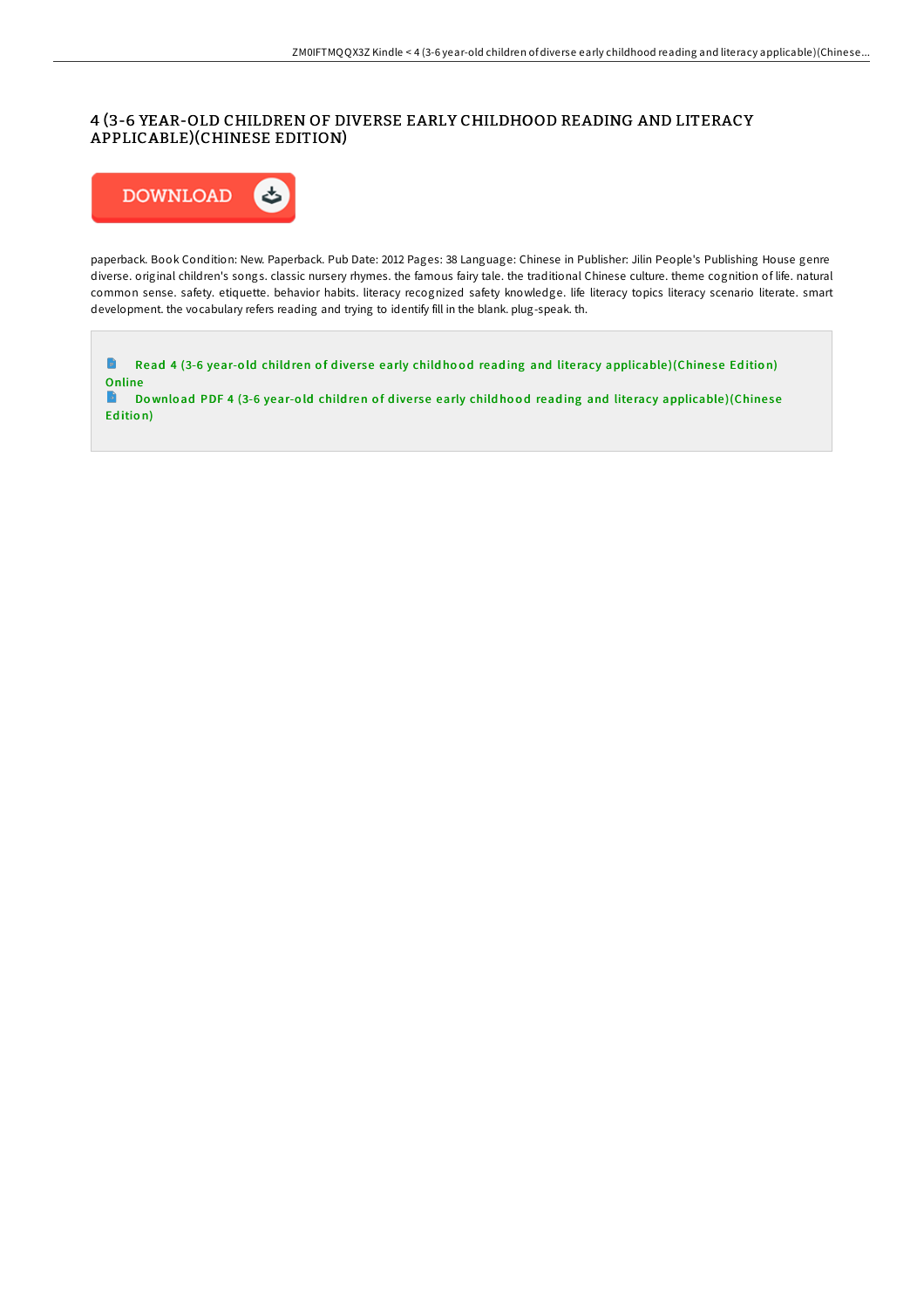# 4 (3-6 YEAR-OLD CHILDREN OF DIVERSE EARLY CHILDHOOD READING AND LITERACY APPLICABLE)(CHINESE EDITION)

DOWNLOAD

paperback. Book Condition: New. Paperback. Pub Date: 2012 Pages: 38 Language: Chinese in Publisher: Jilin People's Publishing House genre diverse. original children's songs. classic nursery rhymes. the famous fairy tale. the traditional Chinese culture. theme cognition of life. natural common sense. safety. etiquette. behavior habits. literacy recognized safety knowledge. life literacy topics literacy scenario literate. smart development. the vocabulary refers reading and trying to identify fill in the blank. plug-speak. th.

Read 4 (3-6 year-old children of diverse early childhood reading and literacy applicable)(Chinese Edition) Online

Download PDF 4 (3-6 year-old children of diverse early childhood reading and literacy applicable)(Chinese Edition)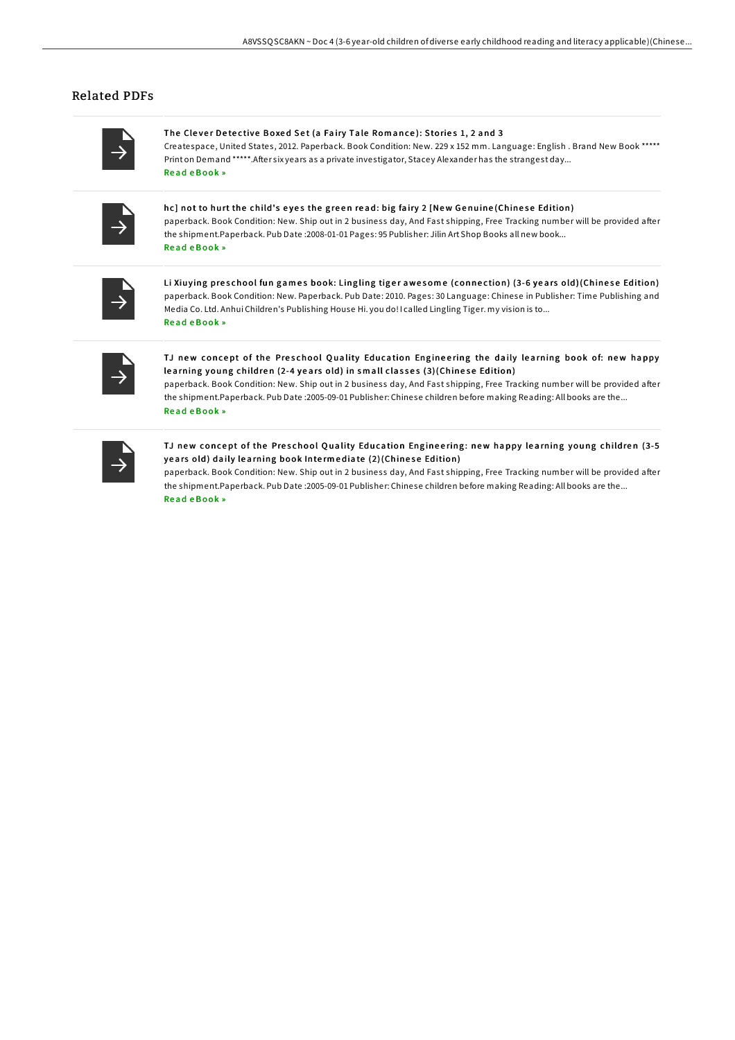## Related PDFs

**The Clever Detective Boxed Set (a Fairy Tale Romance): Stories 1, 2 and 3**

Createspace, United States, 2012. Paperback. Book Condition: New. 229 x 152 mm. Language: English . Brand New Book ***** Print on Demand *****.After six years as a private investigator, Stacey Alexander has the strangest day...

Read eBook »

**hc] not to hurt the child's eyes the green read: big fairy 2 [New Genuine(Chinese Edition)**

paperback. Book Condition: New. Ship out in 2 business day, And Fast shipping, Free Tracking number will be provided after the shipment.Paperback. Pub Date :2008-01-01 Pages: 95 Publisher: Jilin Art Shop Books all new book...

Read eBook »

**Li Xiuying preschool fun games book: Lingling tiger awesome (connection) (3-6 years old)(Chinese Edition)**

paperback. Book Condition: New. Paperback. Pub Date: 2010. Pages: 30 Language: Chinese in Publisher: Time Publishing and Media Co. Ltd. Anhui Children's Publishing House Hi. you do! I called Lingling Tiger. my vision is to...

Read eBook »

**TJ new concept of the Preschool Quality Education Engineering the daily learning book of: new happy learning young children (2-4 years old) in small classes (3)(Chinese Edition)**

paperback. Book Condition: New. Ship out in 2 business day, And Fast shipping, Free Tracking number will be provided after the shipment.Paperback. Pub Date :2005-09-01 Publisher: Chinese children before making Reading: All books are the...

Read eBook »

**TJ new concept of the Preschool Quality Education Engineering: new happy learning young children (3-5 years old) daily learning book Intermediate (2)(Chinese Edition)**

paperback. Book Condition: New. Ship out in 2 business day, And Fast shipping, Free Tracking number will be provided after the shipment.Paperback. Pub Date :2005-09-01 Publisher: Chinese children before making Reading: All books are the...

Read eBook »